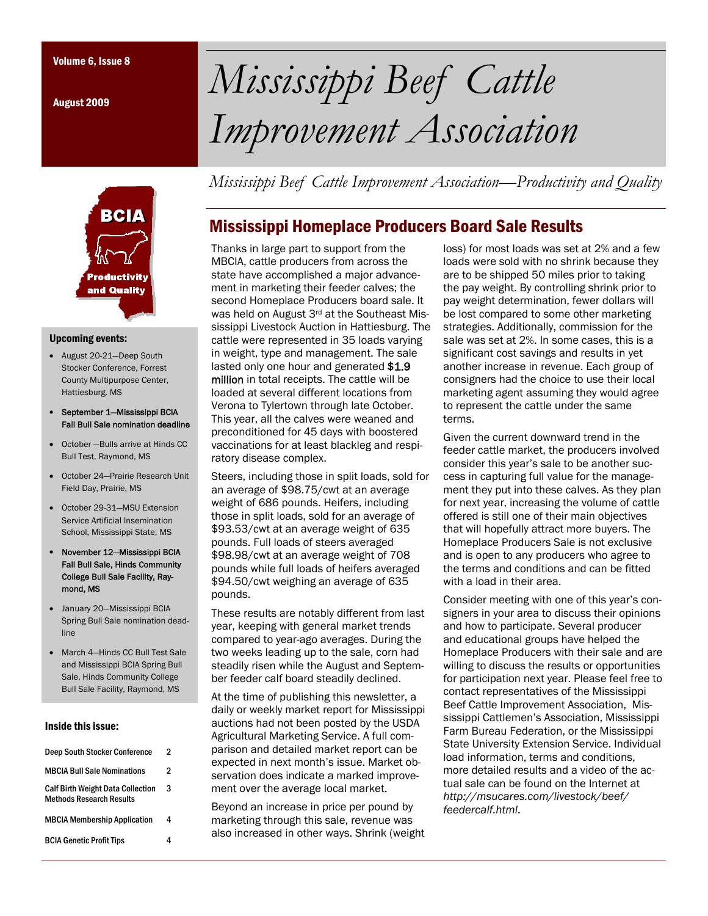Volume 6, Issue 8

August 2009

# Mississippi Beef Cattle Improvement Association

*Mississippi Beef Cattle Improvement Association—Productivity and Quality*

BCIA

Productivity and Quality

### Upcoming events:

- August 20-21—Deep South Stocker Conference, Forrest County Multipurpose Center, Hattiesburg. MS
- **September 1—Mississippi BCIA Fall Bull Sale nomination deadline**
- October —Bulls arrive at Hinds CC Bull Test, Raymond, MS
- October 24—Prairie Research Unit Field Day, Prairie, MS
- October 29-31—MSU Extension Service Artificial Insemination School, Mississippi State, MS
- **November 12—Mississippi BCIA Fall Bull Sale, Hinds Community College Bull Sale Facility, Raymond, MS**
- January 20—Mississippi BCIA Spring Bull Sale nomination deadline
- March 4—Hinds CC Bull Test Sale and Mississippi BCIA Spring Bull Sale, Hinds Community College Bull Sale Facility, Raymond, MS

### Inside this issue:

| | |
|---|---|
| Deep South Stocker Conference | 2 |
| MBCIA Bull Sale Nominations | 2 |
| Calf Birth Weight Data Collection Methods Research Results | 3 |
| MBCIA Membership Application | 4 |
| BCIA Genetic Profit Tips | 4 |

## Mississippi Homeplace Producers Board Sale Results

Thanks in large part to support from the MBCIA, cattle producers from across the state have accomplished a major advancement in marketing their feeder calves; the second Homeplace Producers board sale. It was held on August 3rd at the Southeast Mississippi Livestock Auction in Hattiesburg. The cattle were represented in 35 loads varying in weight, type and management. The sale lasted only one hour and generated **$1.9 million** in total receipts. The cattle will be loaded at several different locations from Verona to Tylertown through late October. This year, all the calves were weaned and preconditioned for 45 days with boostered vaccinations for at least blackleg and respiratory disease complex.

Steers, including those in split loads, sold for an average of $98.75/cwt at an average weight of 686 pounds. Heifers, including those in split loads, sold for an average of $93.53/cwt at an average weight of 635 pounds. Full loads of steers averaged $98.98/cwt at an average weight of 708 pounds while full loads of heifers averaged $94.50/cwt weighing an average of 635 pounds.

These results are notably different from last year, keeping with general market trends compared to year-ago averages. During the two weeks leading up to the sale, corn had steadily risen while the August and September feeder calf board steadily declined.

At the time of publishing this newsletter, a daily or weekly market report for Mississippi auctions had not been posted by the USDA Agricultural Marketing Service. A full comparison and detailed market report can be expected in next month's issue. Market observation does indicate a marked improvement over the average local market.

Beyond an increase in price per pound by marketing through this sale, revenue was also increased in other ways. Shrink (weight loss) for most loads was set at 2% and a few loads were sold with no shrink because they are to be shipped 50 miles prior to taking the pay weight. By controlling shrink prior to pay weight determination, fewer dollars will be lost compared to some other marketing strategies. Additionally, commission for the sale was set at 2%. In some cases, this is a significant cost savings and results in yet another increase in revenue. Each group of consigners had the choice to use their local marketing agent assuming they would agree to represent the cattle under the same terms.

Given the current downward trend in the feeder cattle market, the producers involved consider this year's sale to be another success in capturing full value for the management they put into these calves. As they plan for next year, increasing the volume of cattle offered is still one of their main objectives that will hopefully attract more buyers. The Homeplace Producers Sale is not exclusive and is open to any producers who agree to the terms and conditions and can be fitted with a load in their area.

Consider meeting with one of this year's consigners in your area to discuss their opinions and how to participate. Several producer and educational groups have helped the Homeplace Producers with their sale and are willing to discuss the results or opportunities for participation next year. Please feel free to contact representatives of the Mississippi Beef Cattle Improvement Association, Mississippi Cattlemen's Association, Mississippi Farm Bureau Federation, or the Mississippi State University Extension Service. Individual load information, terms and conditions, more detailed results and a video of the actual sale can be found on the Internet at *http://msucares.com/livestock/beef/feedercalf.html*.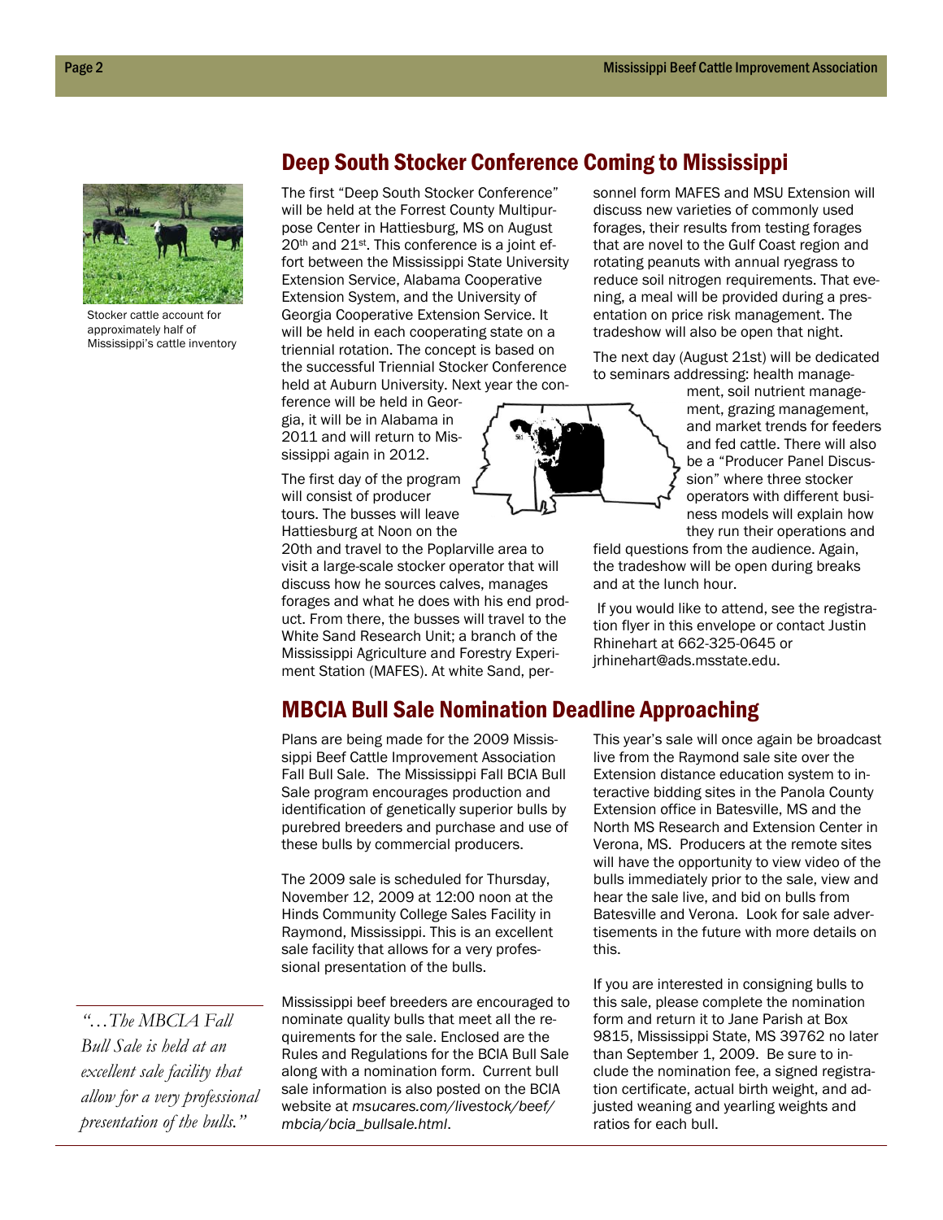## Deep South Stocker Conference Coming to Mississippi

Stocker cattle account for approximately half of Mississippi's cattle inventory

The first "Deep South Stocker Conference" will be held at the Forrest County Multipurpose Center in Hattiesburg, MS on August 20th and 21st. This conference is a joint effort between the Mississippi State University Extension Service, Alabama Cooperative Extension System, and the University of Georgia Cooperative Extension Service. It will be held in each cooperating state on a triennial rotation. The concept is based on the successful Triennial Stocker Conference held at Auburn University. Next year the conference will be held in Georgia, it will be in Alabama in 2011 and will return to Mississippi again in 2012.

The first day of the program will consist of producer tours. The busses will leave Hattiesburg at Noon on the 20th and travel to the Poplarville area to visit a large-scale stocker operator that will discuss how he sources calves, manages forages and what he does with his end product. From there, the busses will travel to the White Sand Research Unit; a branch of the Mississippi Agriculture and Forestry Experiment Station (MAFES). At white Sand, personnel form MAFES and MSU Extension will discuss new varieties of commonly used forages, their results from testing forages that are novel to the Gulf Coast region and rotating peanuts with annual ryegrass to reduce soil nitrogen requirements. That evening, a meal will be provided during a presentation on price risk management. The tradeshow will also be open that night.

The next day (August 21st) will be dedicated to seminars addressing: health management, soil nutrient management, grazing management, and market trends for feeders and fed cattle. There will also be a "Producer Panel Discussion" where three stocker operators with different business models will explain how they run their operations and field questions from the audience. Again, the tradeshow will be open during breaks and at the lunch hour.

If you would like to attend, see the registration flyer in this envelope or contact Justin Rhinehart at 662-325-0645 or jrhinehart@ads.msstate.edu.

## MBCIA Bull Sale Nomination Deadline Approaching

Plans are being made for the 2009 Mississippi Beef Cattle Improvement Association Fall Bull Sale. The Mississippi Fall BCIA Bull Sale program encourages production and identification of genetically superior bulls by purebred breeders and purchase and use of these bulls by commercial producers.

The 2009 sale is scheduled for Thursday, November 12, 2009 at 12:00 noon at the Hinds Community College Sales Facility in Raymond, Mississippi. This is an excellent sale facility that allows for a very professional presentation of the bulls.

*"…The MBCIA Fall Bull Sale is held at an excellent sale facility that allow for a very professional presentation of the bulls."*

Mississippi beef breeders are encouraged to nominate quality bulls that meet all the requirements for the sale. Enclosed are the Rules and Regulations for the BCIA Bull Sale along with a nomination form. Current bull sale information is also posted on the BCIA website at *msucares.com/livestock/beef/mbcia/bcia_bullsale.html*.

This year's sale will once again be broadcast live from the Raymond sale site over the Extension distance education system to interactive bidding sites in the Panola County Extension office in Batesville, MS and the North MS Research and Extension Center in Verona, MS. Producers at the remote sites will have the opportunity to view video of the bulls immediately prior to the sale, view and hear the sale live, and bid on bulls from Batesville and Verona. Look for sale advertisements in the future with more details on this.

If you are interested in consigning bulls to this sale, please complete the nomination form and return it to Jane Parish at Box 9815, Mississippi State, MS 39762 no later than September 1, 2009. Be sure to include the nomination fee, a signed registration certificate, actual birth weight, and adjusted weaning and yearling weights and ratios for each bull.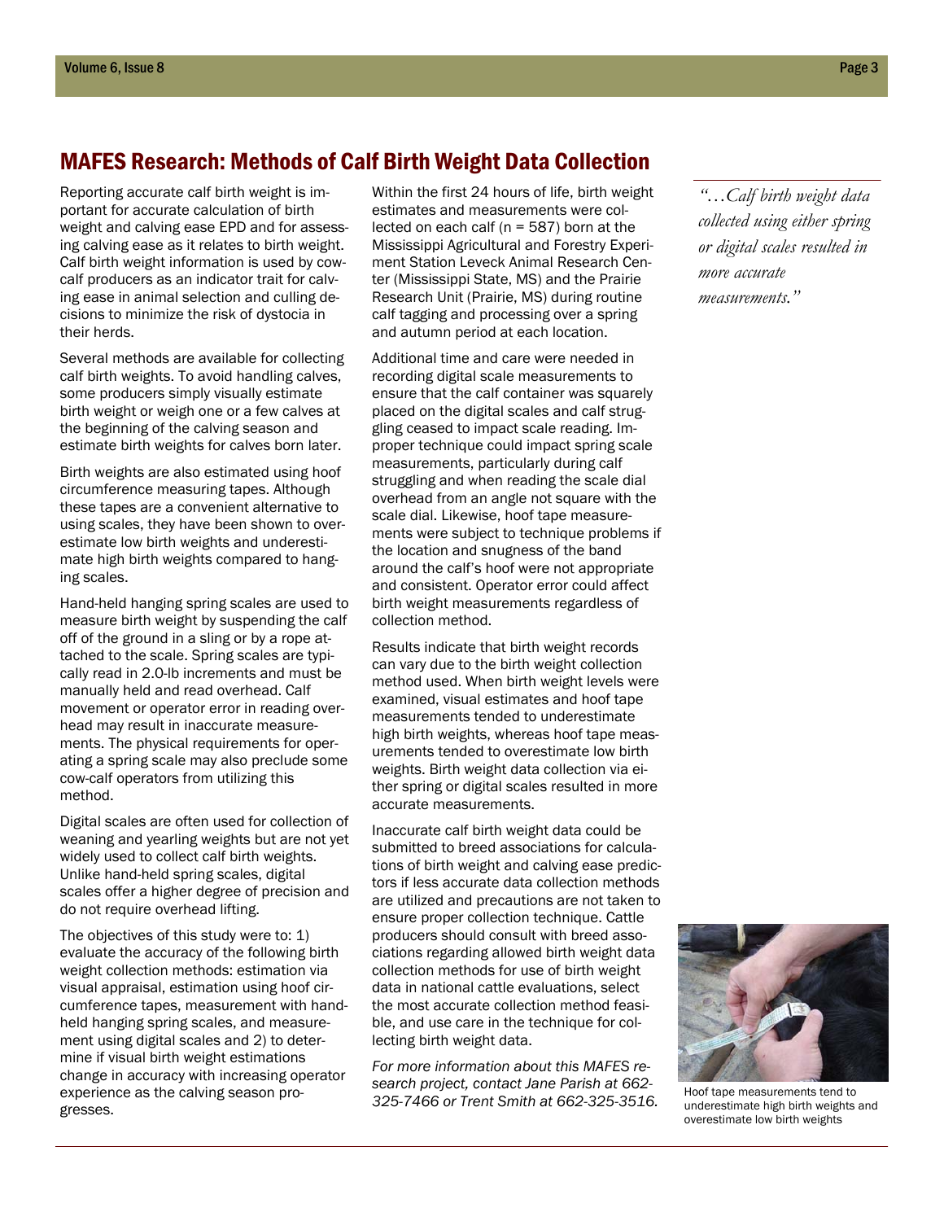## MAFES Research: Methods of Calf Birth Weight Data Collection

Reporting accurate calf birth weight is important for accurate calculation of birth weight and calving ease EPD and for assessing calving ease as it relates to birth weight. Calf birth weight information is used by cow-calf producers as an indicator trait for calving ease in animal selection and culling decisions to minimize the risk of dystocia in their herds.

Several methods are available for collecting calf birth weights. To avoid handling calves, some producers simply visually estimate birth weight or weigh one or a few calves at the beginning of the calving season and estimate birth weights for calves born later.

Birth weights are also estimated using hoof circumference measuring tapes. Although these tapes are a convenient alternative to using scales, they have been shown to overestimate low birth weights and underestimate high birth weights compared to hanging scales.

Hand-held hanging spring scales are used to measure birth weight by suspending the calf off of the ground in a sling or by a rope attached to the scale. Spring scales are typically read in 2.0-lb increments and must be manually held and read overhead. Calf movement or operator error in reading overhead may result in inaccurate measurements. The physical requirements for operating a spring scale may also preclude some cow-calf operators from utilizing this method.

Digital scales are often used for collection of weaning and yearling weights but are not yet widely used to collect calf birth weights. Unlike hand-held spring scales, digital scales offer a higher degree of precision and do not require overhead lifting.

The objectives of this study were to: 1) evaluate the accuracy of the following birth weight collection methods: estimation via visual appraisal, estimation using hoof circumference tapes, measurement with hand-held hanging spring scales, and measurement using digital scales and 2) to determine if visual birth weight estimations change in accuracy with increasing operator experience as the calving season progresses.

Within the first 24 hours of life, birth weight estimates and measurements were collected on each calf (n = 587) born at the Mississippi Agricultural and Forestry Experiment Station Leveck Animal Research Center (Mississippi State, MS) and the Prairie Research Unit (Prairie, MS) during routine calf tagging and processing over a spring and autumn period at each location.

Additional time and care were needed in recording digital scale measurements to ensure that the calf container was squarely placed on the digital scales and calf struggling ceased to impact scale reading. Improper technique could impact spring scale measurements, particularly during calf struggling and when reading the scale dial overhead from an angle not square with the scale dial. Likewise, hoof tape measurements were subject to technique problems if the location and snugness of the band around the calf's hoof were not appropriate and consistent. Operator error could affect birth weight measurements regardless of collection method.

Results indicate that birth weight records can vary due to the birth weight collection method used. When birth weight levels were examined, visual estimates and hoof tape measurements tended to underestimate high birth weights, whereas hoof tape measurements tended to overestimate low birth weights. Birth weight data collection via either spring or digital scales resulted in more accurate measurements.

Inaccurate calf birth weight data could be submitted to breed associations for calculations of birth weight and calving ease predictors if less accurate data collection methods are utilized and precautions are not taken to ensure proper collection technique. Cattle producers should consult with breed associations regarding allowed birth weight data collection methods for use of birth weight data in national cattle evaluations, select the most accurate collection method feasible, and use care in the technique for collecting birth weight data.

*For more information about this MAFES research project, contact Jane Parish at 662-325-7466 or Trent Smith at 662-325-3516.*

*"…Calf birth weight data collected using either spring or digital scales resulted in more accurate measurements."*

Hoof tape measurements tend to underestimate high birth weights and overestimate low birth weights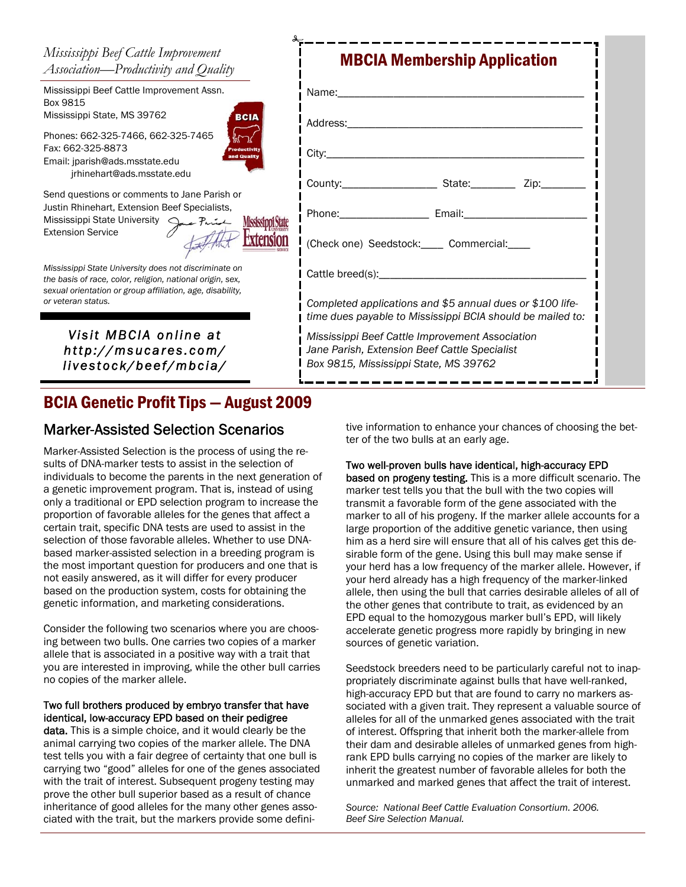*Mississippi Beef Cattle Improvement Association—Productivity and Quality*

Mississippi Beef Cattle Improvement Assn.
Box 9815
Mississippi State, MS 39762

Phones: 662-325-7466, 662-325-7465
Fax: 662-325-8873
Email: jparish@ads.msstate.edu
jrhinehart@ads.msstate.edu

Send questions or comments to Jane Parish or Justin Rhinehart, Extension Beef Specialists, Mississippi State University Extension Service

*Mississippi State University does not discriminate on the basis of race, color, religion, national origin, sex, sexual orientation or group affiliation, age, disability, or veteran status.*

***Visit MBCIA online at http://msucares.com/livestock/beef/mbcia/***

## MBCIA Membership Application

Name:___________________________________________

Address:_________________________________________

City:____________________________________________

County:_________________ State:________ Zip:________

Phone:________________ Email:______________________

(Check one) Seedstock:____ Commercial:____

Cattle breed(s):___________________________________

*Completed applications and $5 annual dues or $100 life-time dues payable to Mississippi BCIA should be mailed to:*

*Mississippi Beef Cattle Improvement Association*
*Jane Parish, Extension Beef Cattle Specialist*
*Box 9815, Mississippi State, MS 39762*

# BCIA Genetic Profit Tips — August 2009

## Marker-Assisted Selection Scenarios

Marker-Assisted Selection is the process of using the results of DNA-marker tests to assist in the selection of individuals to become the parents in the next generation of a genetic improvement program. That is, instead of using only a traditional or EPD selection program to increase the proportion of favorable alleles for the genes that affect a certain trait, specific DNA tests are used to assist in the selection of those favorable alleles. Whether to use DNA-based marker-assisted selection in a breeding program is the most important question for producers and one that is not easily answered, as it will differ for every producer based on the production system, costs for obtaining the genetic information, and marketing considerations.

Consider the following two scenarios where you are choosing between two bulls. One carries two copies of a marker allele that is associated in a positive way with a trait that you are interested in improving, while the other bull carries no copies of the marker allele.

**Two full brothers produced by embryo transfer that have identical, low-accuracy EPD based on their pedigree data.** This is a simple choice, and it would clearly be the animal carrying two copies of the marker allele. The DNA test tells you with a fair degree of certainty that one bull is carrying two "good" alleles for one of the genes associated with the trait of interest. Subsequent progeny testing may prove the other bull superior based as a result of chance inheritance of good alleles for the many other genes associated with the trait, but the markers provide some definitive information to enhance your chances of choosing the better of the two bulls at an early age.

**Two well-proven bulls have identical, high-accuracy EPD based on progeny testing.** This is a more difficult scenario. The marker test tells you that the bull with the two copies will transmit a favorable form of the gene associated with the marker to all of his progeny. If the marker allele accounts for a large proportion of the additive genetic variance, then using him as a herd sire will ensure that all of his calves get this desirable form of the gene. Using this bull may make sense if your herd has a low frequency of the marker allele. However, if your herd already has a high frequency of the marker-linked allele, then using the bull that carries desirable alleles of all of the other genes that contribute to trait, as evidenced by an EPD equal to the homozygous marker bull's EPD, will likely accelerate genetic progress more rapidly by bringing in new sources of genetic variation.

Seedstock breeders need to be particularly careful not to inappropriately discriminate against bulls that have well-ranked, high-accuracy EPD but that are found to carry no markers associated with a given trait. They represent a valuable source of alleles for all of the unmarked genes associated with the trait of interest. Offspring that inherit both the marker-allele from their dam and desirable alleles of unmarked genes from high-rank EPD bulls carrying no copies of the marker are likely to inherit the greatest number of favorable alleles for both the unmarked and marked genes that affect the trait of interest.

*Source: National Beef Cattle Evaluation Consortium. 2006. Beef Sire Selection Manual.*